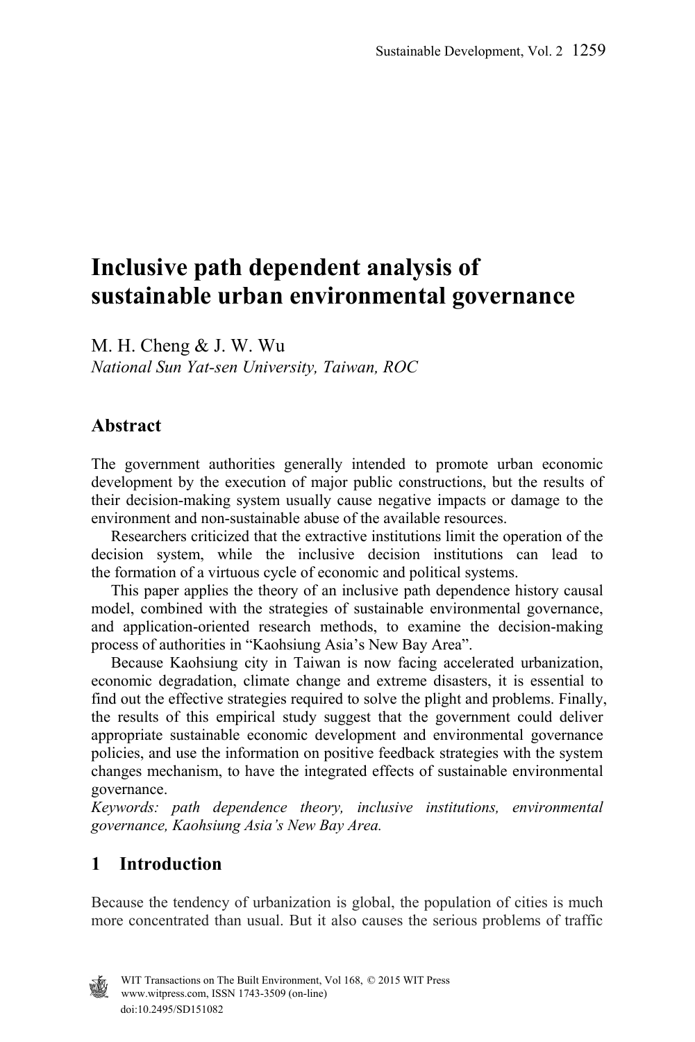# Inclusive path dependent analysis of sustainable urban environmental governance

M. H. Cheng & J. W. Wu

*National Sun Yat-sen University, Taiwan, ROC*

## Abstract

The government authorities generally intended to promote urban economic development by the execution of major public constructions, but the results of their decision-making system usually cause negative impacts or damage to the environment and non-sustainable abuse of the available resources.

Researchers criticized that the extractive institutions limit the operation of the decision system, while the inclusive decision institutions can lead to the formation of a virtuous cycle of economic and political systems.

This paper applies the theory of an inclusive path dependence history causal model, combined with the strategies of sustainable environmental governance, and application-oriented research methods, to examine the decision-making process of authorities in "Kaohsiung Asia's New Bay Area".

Because Kaohsiung city in Taiwan is now facing accelerated urbanization, economic degradation, climate change and extreme disasters, it is essential to find out the effective strategies required to solve the plight and problems. Finally, the results of this empirical study suggest that the government could deliver appropriate sustainable economic development and environmental governance policies, and use the information on positive feedback strategies with the system changes mechanism, to have the integrated effects of sustainable environmental governance.

*Keywords: path dependence theory, inclusive institutions, environmental governance, Kaohsiung Asia's New Bay Area.*

## 1 Introduction

Because the tendency of urbanization is global, the population of cities is much more concentrated than usual. But it also causes the serious problems of traffic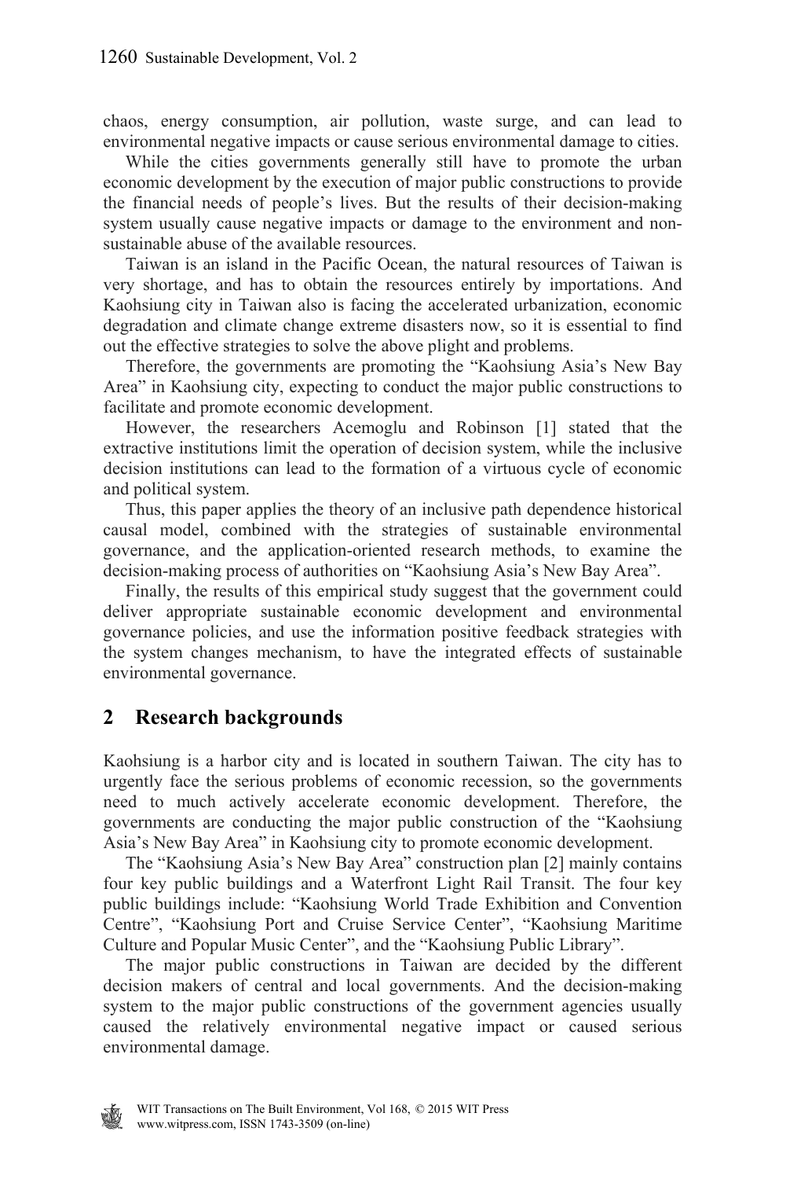chaos, energy consumption, air pollution, waste surge, and can lead to environmental negative impacts or cause serious environmental damage to cities.

While the cities governments generally still have to promote the urban economic development by the execution of major public constructions to provide the financial needs of people's lives. But the results of their decision-making system usually cause negative impacts or damage to the environment and non-sustainable abuse of the available resources.

Taiwan is an island in the Pacific Ocean, the natural resources of Taiwan is very shortage, and has to obtain the resources entirely by importations. And Kaohsiung city in Taiwan also is facing the accelerated urbanization, economic degradation and climate change extreme disasters now, so it is essential to find out the effective strategies to solve the above plight and problems.

Therefore, the governments are promoting the "Kaohsiung Asia's New Bay Area" in Kaohsiung city, expecting to conduct the major public constructions to facilitate and promote economic development.

However, the researchers Acemoglu and Robinson [1] stated that the extractive institutions limit the operation of decision system, while the inclusive decision institutions can lead to the formation of a virtuous cycle of economic and political system.

Thus, this paper applies the theory of an inclusive path dependence historical causal model, combined with the strategies of sustainable environmental governance, and the application-oriented research methods, to examine the decision-making process of authorities on "Kaohsiung Asia's New Bay Area".

Finally, the results of this empirical study suggest that the government could deliver appropriate sustainable economic development and environmental governance policies, and use the information positive feedback strategies with the system changes mechanism, to have the integrated effects of sustainable environmental governance.

## 2 Research backgrounds

Kaohsiung is a harbor city and is located in southern Taiwan. The city has to urgently face the serious problems of economic recession, so the governments need to much actively accelerate economic development. Therefore, the governments are conducting the major public construction of the "Kaohsiung Asia's New Bay Area" in Kaohsiung city to promote economic development.

The "Kaohsiung Asia's New Bay Area" construction plan [2] mainly contains four key public buildings and a Waterfront Light Rail Transit. The four key public buildings include: "Kaohsiung World Trade Exhibition and Convention Centre", "Kaohsiung Port and Cruise Service Center", "Kaohsiung Maritime Culture and Popular Music Center", and the "Kaohsiung Public Library".

The major public constructions in Taiwan are decided by the different decision makers of central and local governments. And the decision-making system to the major public constructions of the government agencies usually caused the relatively environmental negative impact or caused serious environmental damage.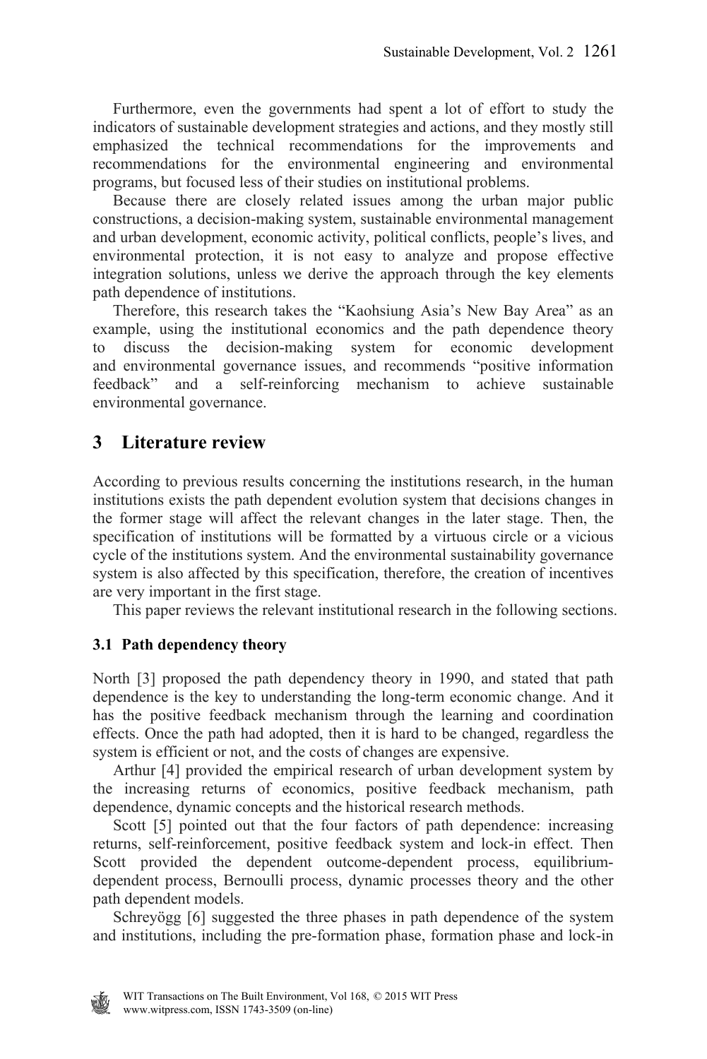Furthermore, even the governments had spent a lot of effort to study the indicators of sustainable development strategies and actions, and they mostly still emphasized the technical recommendations for the improvements and recommendations for the environmental engineering and environmental programs, but focused less of their studies on institutional problems.

Because there are closely related issues among the urban major public constructions, a decision-making system, sustainable environmental management and urban development, economic activity, political conflicts, people's lives, and environmental protection, it is not easy to analyze and propose effective integration solutions, unless we derive the approach through the key elements path dependence of institutions.

Therefore, this research takes the "Kaohsiung Asia's New Bay Area" as an example, using the institutional economics and the path dependence theory to discuss the decision-making system for economic development and environmental governance issues, and recommends "positive information feedback" and a self-reinforcing mechanism to achieve sustainable environmental governance.

## 3 Literature review

According to previous results concerning the institutions research, in the human institutions exists the path dependent evolution system that decisions changes in the former stage will affect the relevant changes in the later stage. Then, the specification of institutions will be formatted by a virtuous circle or a vicious cycle of the institutions system. And the environmental sustainability governance system is also affected by this specification, therefore, the creation of incentives are very important in the first stage.

This paper reviews the relevant institutional research in the following sections.

### 3.1 Path dependency theory

North [3] proposed the path dependency theory in 1990, and stated that path dependence is the key to understanding the long-term economic change. And it has the positive feedback mechanism through the learning and coordination effects. Once the path had adopted, then it is hard to be changed, regardless the system is efficient or not, and the costs of changes are expensive.

Arthur [4] provided the empirical research of urban development system by the increasing returns of economics, positive feedback mechanism, path dependence, dynamic concepts and the historical research methods.

Scott [5] pointed out that the four factors of path dependence: increasing returns, self-reinforcement, positive feedback system and lock-in effect. Then Scott provided the dependent outcome-dependent process, equilibrium-dependent process, Bernoulli process, dynamic processes theory and the other path dependent models.

Schreyögg [6] suggested the three phases in path dependence of the system and institutions, including the pre-formation phase, formation phase and lock-in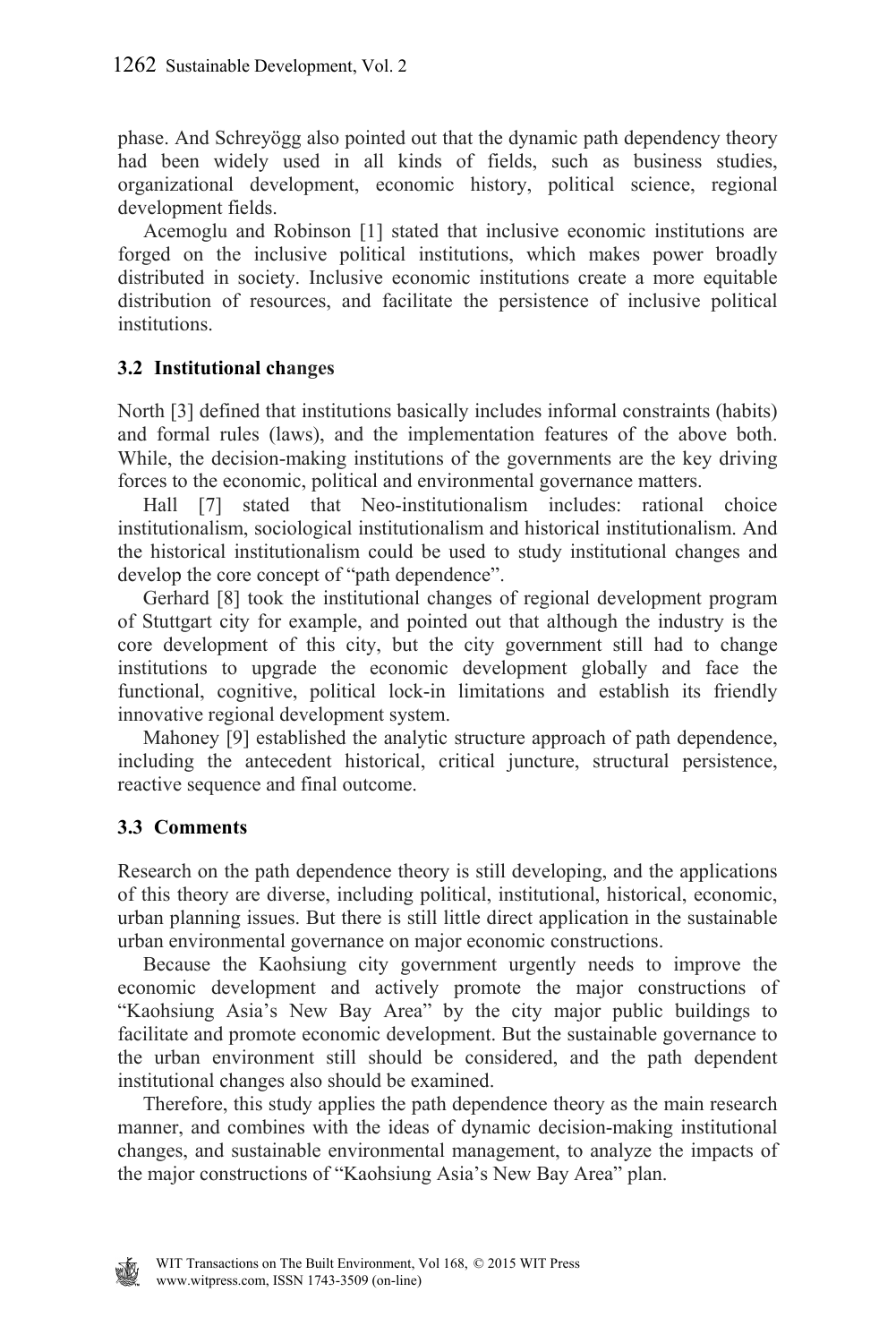phase. And Schreyögg also pointed out that the dynamic path dependency theory had been widely used in all kinds of fields, such as business studies, organizational development, economic history, political science, regional development fields.

Acemoglu and Robinson [1] stated that inclusive economic institutions are forged on the inclusive political institutions, which makes power broadly distributed in society. Inclusive economic institutions create a more equitable distribution of resources, and facilitate the persistence of inclusive political institutions.

### 3.2 Institutional changes

North [3] defined that institutions basically includes informal constraints (habits) and formal rules (laws), and the implementation features of the above both. While, the decision-making institutions of the governments are the key driving forces to the economic, political and environmental governance matters.

Hall [7] stated that Neo-institutionalism includes: rational choice institutionalism, sociological institutionalism and historical institutionalism. And the historical institutionalism could be used to study institutional changes and develop the core concept of "path dependence".

Gerhard [8] took the institutional changes of regional development program of Stuttgart city for example, and pointed out that although the industry is the core development of this city, but the city government still had to change institutions to upgrade the economic development globally and face the functional, cognitive, political lock-in limitations and establish its friendly innovative regional development system.

Mahoney [9] established the analytic structure approach of path dependence, including the antecedent historical, critical juncture, structural persistence, reactive sequence and final outcome.

### 3.3 Comments

Research on the path dependence theory is still developing, and the applications of this theory are diverse, including political, institutional, historical, economic, urban planning issues. But there is still little direct application in the sustainable urban environmental governance on major economic constructions.

Because the Kaohsiung city government urgently needs to improve the economic development and actively promote the major constructions of "Kaohsiung Asia's New Bay Area" by the city major public buildings to facilitate and promote economic development. But the sustainable governance to the urban environment still should be considered, and the path dependent institutional changes also should be examined.

Therefore, this study applies the path dependence theory as the main research manner, and combines with the ideas of dynamic decision-making institutional changes, and sustainable environmental management, to analyze the impacts of the major constructions of "Kaohsiung Asia's New Bay Area" plan.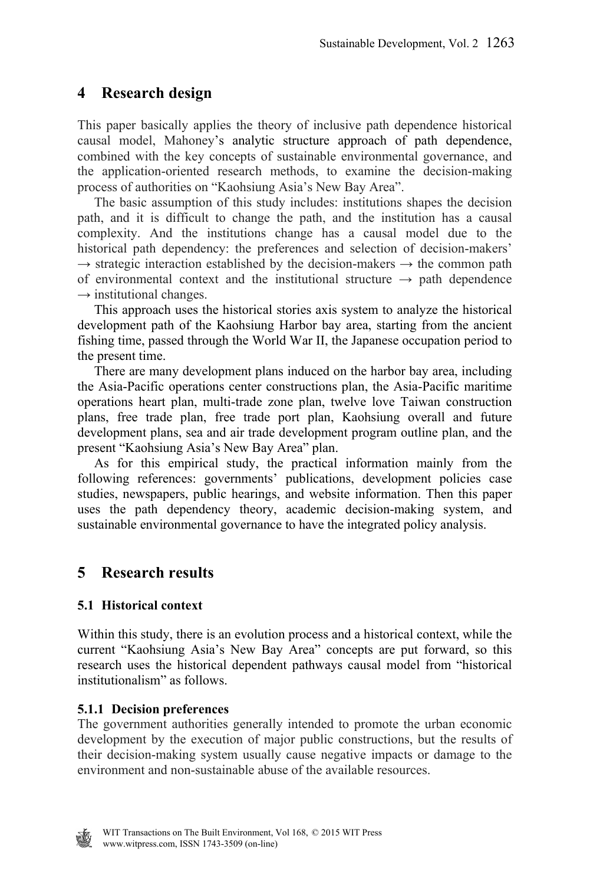## 4 Research design

This paper basically applies the theory of inclusive path dependence historical causal model, Mahoney's analytic structure approach of path dependence, combined with the key concepts of sustainable environmental governance, and the application-oriented research methods, to examine the decision-making process of authorities on "Kaohsiung Asia's New Bay Area".

The basic assumption of this study includes: institutions shapes the decision path, and it is difficult to change the path, and the institution has a causal complexity. And the institutions change has a causal model due to the historical path dependency: the preferences and selection of decision-makers' → strategic interaction established by the decision-makers → the common path of environmental context and the institutional structure → path dependence → institutional changes.

This approach uses the historical stories axis system to analyze the historical development path of the Kaohsiung Harbor bay area, starting from the ancient fishing time, passed through the World War II, the Japanese occupation period to the present time.

There are many development plans induced on the harbor bay area, including the Asia-Pacific operations center constructions plan, the Asia-Pacific maritime operations heart plan, multi-trade zone plan, twelve love Taiwan construction plans, free trade plan, free trade port plan, Kaohsiung overall and future development plans, sea and air trade development program outline plan, and the present "Kaohsiung Asia's New Bay Area" plan.

As for this empirical study, the practical information mainly from the following references: governments' publications, development policies case studies, newspapers, public hearings, and website information. Then this paper uses the path dependency theory, academic decision-making system, and sustainable environmental governance to have the integrated policy analysis.

## 5 Research results

### 5.1 Historical context

Within this study, there is an evolution process and a historical context, while the current "Kaohsiung Asia's New Bay Area" concepts are put forward, so this research uses the historical dependent pathways causal model from "historical institutionalism" as follows.

#### 5.1.1 Decision preferences

The government authorities generally intended to promote the urban economic development by the execution of major public constructions, but the results of their decision-making system usually cause negative impacts or damage to the environment and non-sustainable abuse of the available resources.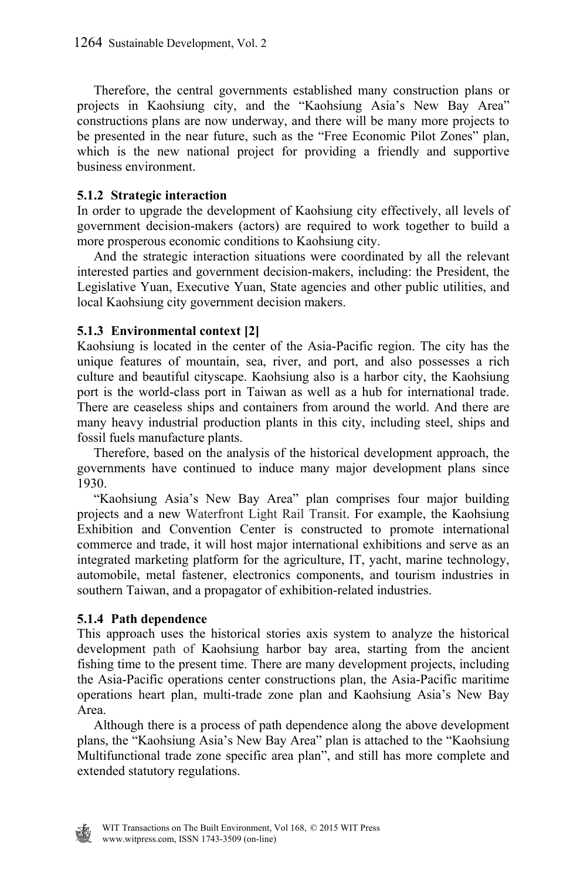Therefore, the central governments established many construction plans or projects in Kaohsiung city, and the "Kaohsiung Asia's New Bay Area" constructions plans are now underway, and there will be many more projects to be presented in the near future, such as the "Free Economic Pilot Zones" plan, which is the new national project for providing a friendly and supportive business environment.

### 5.1.2 Strategic interaction

In order to upgrade the development of Kaohsiung city effectively, all levels of government decision-makers (actors) are required to work together to build a more prosperous economic conditions to Kaohsiung city.

And the strategic interaction situations were coordinated by all the relevant interested parties and government decision-makers, including: the President, the Legislative Yuan, Executive Yuan, State agencies and other public utilities, and local Kaohsiung city government decision makers.

### 5.1.3 Environmental context [2]

Kaohsiung is located in the center of the Asia-Pacific region. The city has the unique features of mountain, sea, river, and port, and also possesses a rich culture and beautiful cityscape. Kaohsiung also is a harbor city, the Kaohsiung port is the world-class port in Taiwan as well as a hub for international trade. There are ceaseless ships and containers from around the world. And there are many heavy industrial production plants in this city, including steel, ships and fossil fuels manufacture plants.

Therefore, based on the analysis of the historical development approach, the governments have continued to induce many major development plans since 1930.

"Kaohsiung Asia's New Bay Area" plan comprises four major building projects and a new Waterfront Light Rail Transit. For example, the Kaohsiung Exhibition and Convention Center is constructed to promote international commerce and trade, it will host major international exhibitions and serve as an integrated marketing platform for the agriculture, IT, yacht, marine technology, automobile, metal fastener, electronics components, and tourism industries in southern Taiwan, and a propagator of exhibition-related industries.

### 5.1.4 Path dependence

This approach uses the historical stories axis system to analyze the historical development path of Kaohsiung harbor bay area, starting from the ancient fishing time to the present time. There are many development projects, including the Asia-Pacific operations center constructions plan, the Asia-Pacific maritime operations heart plan, multi-trade zone plan and Kaohsiung Asia's New Bay Area.

Although there is a process of path dependence along the above development plans, the "Kaohsiung Asia's New Bay Area" plan is attached to the "Kaohsiung Multifunctional trade zone specific area plan", and still has more complete and extended statutory regulations.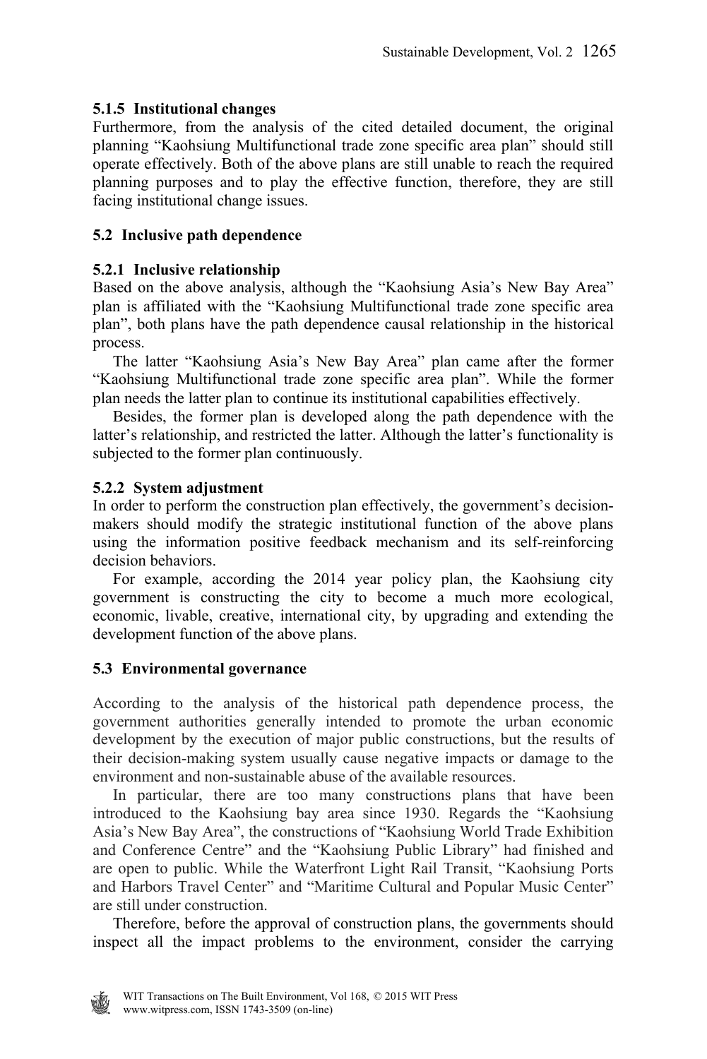#### 5.1.5 Institutional changes

Furthermore, from the analysis of the cited detailed document, the original planning "Kaohsiung Multifunctional trade zone specific area plan" should still operate effectively. Both of the above plans are still unable to reach the required planning purposes and to play the effective function, therefore, they are still facing institutional change issues.

### 5.2 Inclusive path dependence

#### 5.2.1 Inclusive relationship

Based on the above analysis, although the "Kaohsiung Asia's New Bay Area" plan is affiliated with the "Kaohsiung Multifunctional trade zone specific area plan", both plans have the path dependence causal relationship in the historical process.

The latter "Kaohsiung Asia's New Bay Area" plan came after the former "Kaohsiung Multifunctional trade zone specific area plan". While the former plan needs the latter plan to continue its institutional capabilities effectively.

Besides, the former plan is developed along the path dependence with the latter's relationship, and restricted the latter. Although the latter's functionality is subjected to the former plan continuously.

#### 5.2.2 System adjustment

In order to perform the construction plan effectively, the government's decision-makers should modify the strategic institutional function of the above plans using the information positive feedback mechanism and its self-reinforcing decision behaviors.

For example, according the 2014 year policy plan, the Kaohsiung city government is constructing the city to become a much more ecological, economic, livable, creative, international city, by upgrading and extending the development function of the above plans.

### 5.3 Environmental governance

According to the analysis of the historical path dependence process, the government authorities generally intended to promote the urban economic development by the execution of major public constructions, but the results of their decision-making system usually cause negative impacts or damage to the environment and non-sustainable abuse of the available resources.

In particular, there are too many constructions plans that have been introduced to the Kaohsiung bay area since 1930. Regards the "Kaohsiung Asia's New Bay Area", the constructions of "Kaohsiung World Trade Exhibition and Conference Centre" and the "Kaohsiung Public Library" had finished and are open to public. While the Waterfront Light Rail Transit, "Kaohsiung Ports and Harbors Travel Center" and "Maritime Cultural and Popular Music Center" are still under construction.

Therefore, before the approval of construction plans, the governments should inspect all the impact problems to the environment, consider the carrying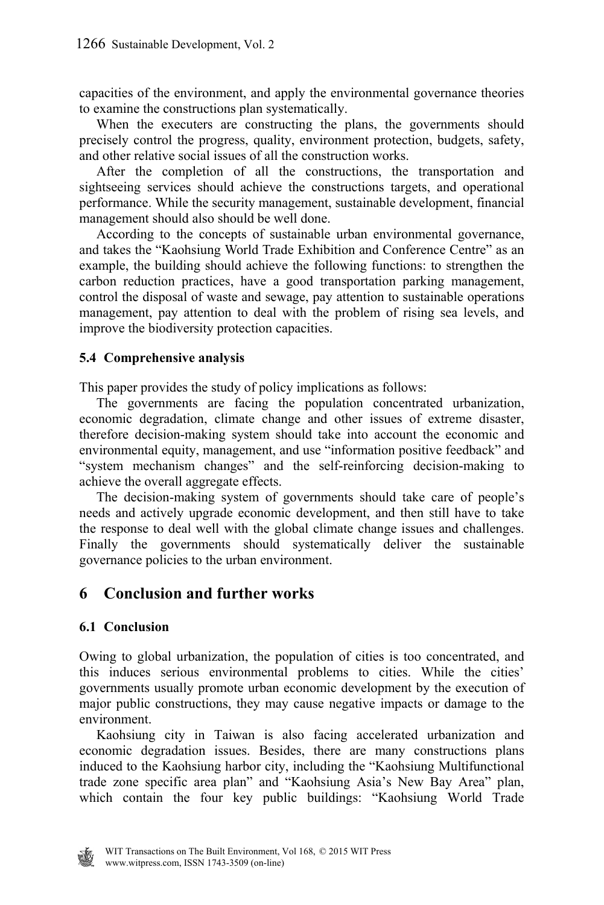capacities of the environment, and apply the environmental governance theories to examine the constructions plan systematically.

When the executers are constructing the plans, the governments should precisely control the progress, quality, environment protection, budgets, safety, and other relative social issues of all the construction works.

After the completion of all the constructions, the transportation and sightseeing services should achieve the constructions targets, and operational performance. While the security management, sustainable development, financial management should also should be well done.

According to the concepts of sustainable urban environmental governance, and takes the "Kaohsiung World Trade Exhibition and Conference Centre" as an example, the building should achieve the following functions: to strengthen the carbon reduction practices, have a good transportation parking management, control the disposal of waste and sewage, pay attention to sustainable operations management, pay attention to deal with the problem of rising sea levels, and improve the biodiversity protection capacities.

### 5.4 Comprehensive analysis

This paper provides the study of policy implications as follows:

The governments are facing the population concentrated urbanization, economic degradation, climate change and other issues of extreme disaster, therefore decision-making system should take into account the economic and environmental equity, management, and use "information positive feedback" and "system mechanism changes" and the self-reinforcing decision-making to achieve the overall aggregate effects.

The decision-making system of governments should take care of people's needs and actively upgrade economic development, and then still have to take the response to deal well with the global climate change issues and challenges. Finally the governments should systematically deliver the sustainable governance policies to the urban environment.

## 6 Conclusion and further works

### 6.1 Conclusion

Owing to global urbanization, the population of cities is too concentrated, and this induces serious environmental problems to cities. While the cities' governments usually promote urban economic development by the execution of major public constructions, they may cause negative impacts or damage to the environment.

Kaohsiung city in Taiwan is also facing accelerated urbanization and economic degradation issues. Besides, there are many constructions plans induced to the Kaohsiung harbor city, including the "Kaohsiung Multifunctional trade zone specific area plan" and "Kaohsiung Asia's New Bay Area" plan, which contain the four key public buildings: "Kaohsiung World Trade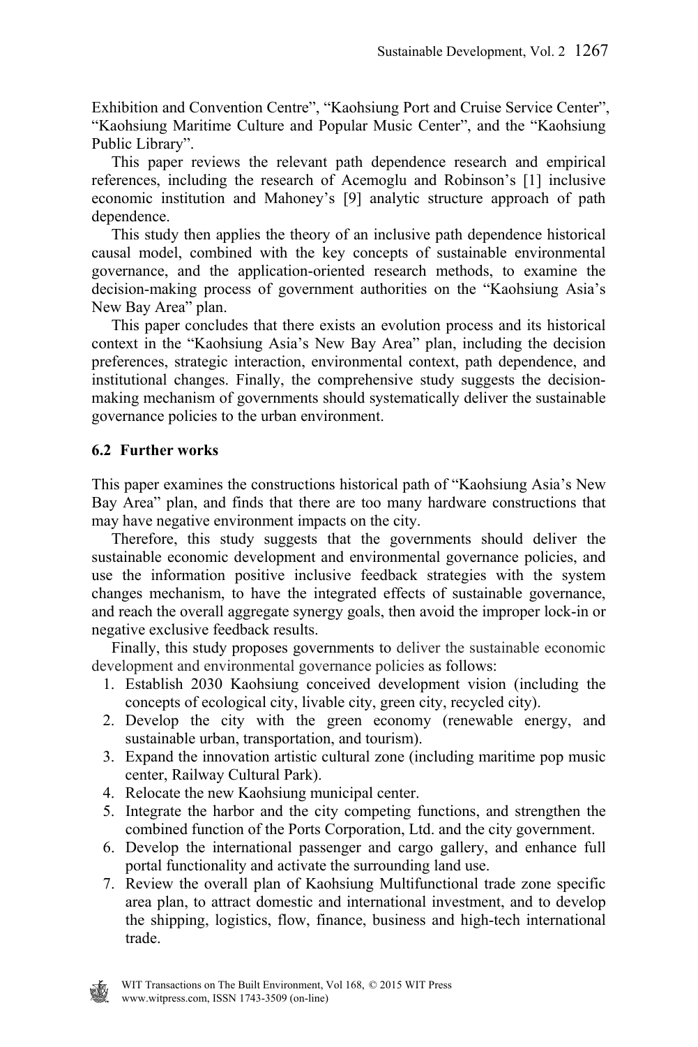Exhibition and Convention Centre", "Kaohsiung Port and Cruise Service Center", "Kaohsiung Maritime Culture and Popular Music Center", and the "Kaohsiung Public Library".

This paper reviews the relevant path dependence research and empirical references, including the research of Acemoglu and Robinson's [1] inclusive economic institution and Mahoney's [9] analytic structure approach of path dependence.

This study then applies the theory of an inclusive path dependence historical causal model, combined with the key concepts of sustainable environmental governance, and the application-oriented research methods, to examine the decision-making process of government authorities on the "Kaohsiung Asia's New Bay Area" plan.

This paper concludes that there exists an evolution process and its historical context in the "Kaohsiung Asia's New Bay Area" plan, including the decision preferences, strategic interaction, environmental context, path dependence, and institutional changes. Finally, the comprehensive study suggests the decision-making mechanism of governments should systematically deliver the sustainable governance policies to the urban environment.

### 6.2 Further works

This paper examines the constructions historical path of "Kaohsiung Asia's New Bay Area" plan, and finds that there are too many hardware constructions that may have negative environment impacts on the city.

Therefore, this study suggests that the governments should deliver the sustainable economic development and environmental governance policies, and use the information positive inclusive feedback strategies with the system changes mechanism, to have the integrated effects of sustainable governance, and reach the overall aggregate synergy goals, then avoid the improper lock-in or negative exclusive feedback results.

Finally, this study proposes governments to deliver the sustainable economic development and environmental governance policies as follows:

1. Establish 2030 Kaohsiung conceived development vision (including the concepts of ecological city, livable city, green city, recycled city).
2. Develop the city with the green economy (renewable energy, and sustainable urban, transportation, and tourism).
3. Expand the innovation artistic cultural zone (including maritime pop music center, Railway Cultural Park).
4. Relocate the new Kaohsiung municipal center.
5. Integrate the harbor and the city competing functions, and strengthen the combined function of the Ports Corporation, Ltd. and the city government.
6. Develop the international passenger and cargo gallery, and enhance full portal functionality and activate the surrounding land use.
7. Review the overall plan of Kaohsiung Multifunctional trade zone specific area plan, to attract domestic and international investment, and to develop the shipping, logistics, flow, finance, business and high-tech international trade.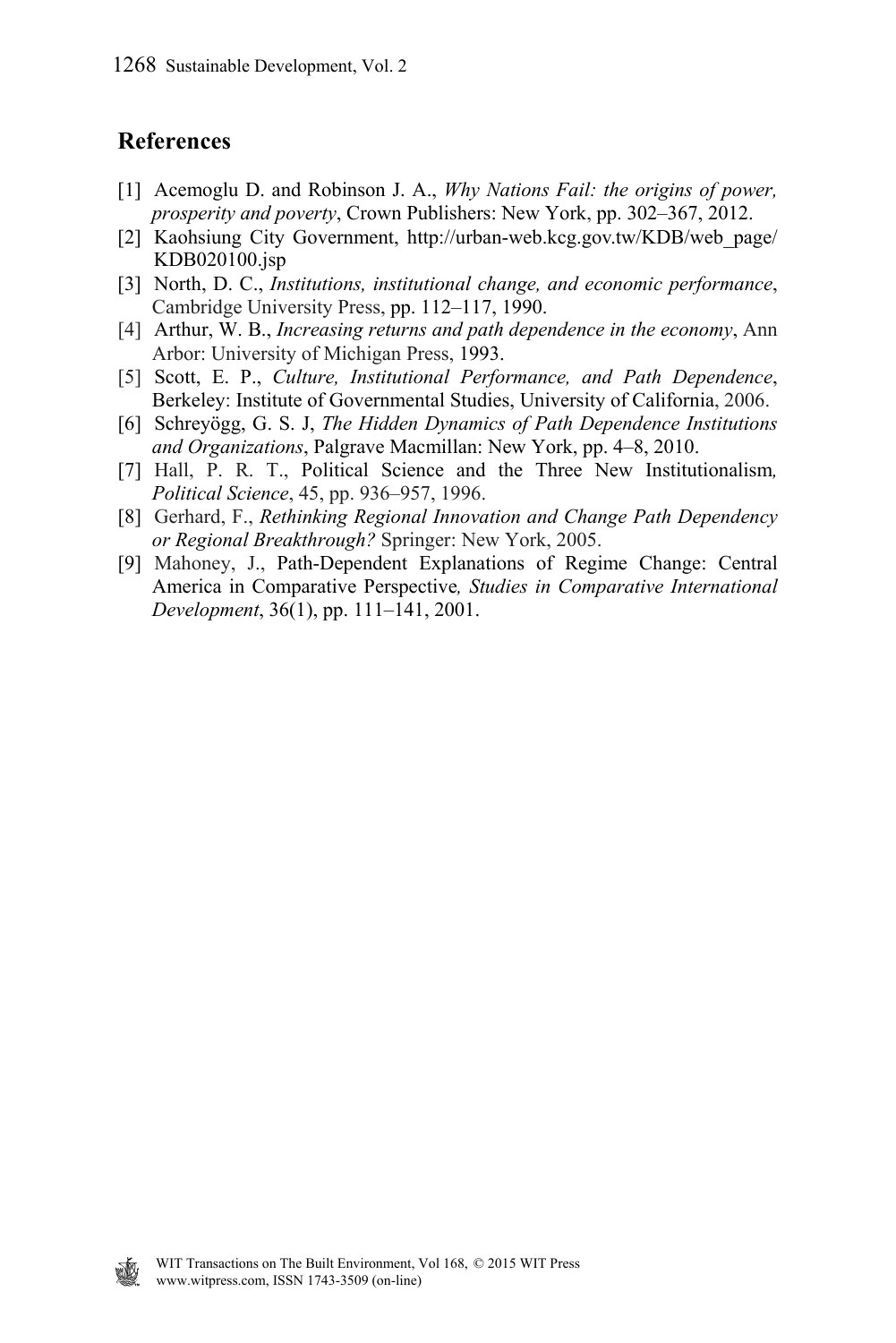## References

[1] Acemoglu D. and Robinson J. A., *Why Nations Fail: the origins of power, prosperity and poverty*, Crown Publishers: New York, pp. 302–367, 2012.

[2] Kaohsiung City Government, http://urban-web.kcg.gov.tw/KDB/web_page/KDB020100.jsp

[3] North, D. C., *Institutions, institutional change, and economic performance*, Cambridge University Press, pp. 112–117, 1990.

[4] Arthur, W. B., *Increasing returns and path dependence in the economy*, Ann Arbor: University of Michigan Press, 1993.

[5] Scott, E. P., *Culture, Institutional Performance, and Path Dependence*, Berkeley: Institute of Governmental Studies, University of California, 2006.

[6] Schreyögg, G. S. J, *The Hidden Dynamics of Path Dependence Institutions and Organizations*, Palgrave Macmillan: New York, pp. 4–8, 2010.

[7] Hall, P. R. T., Political Science and the Three New Institutionalism*, Political Science*, 45, pp. 936–957, 1996.

[8] Gerhard, F., *Rethinking Regional Innovation and Change Path Dependency or Regional Breakthrough?* Springer: New York, 2005.

[9] Mahoney, J., Path-Dependent Explanations of Regime Change: Central America in Comparative Perspective*, Studies in Comparative International Development*, 36(1), pp. 111–141, 2001.